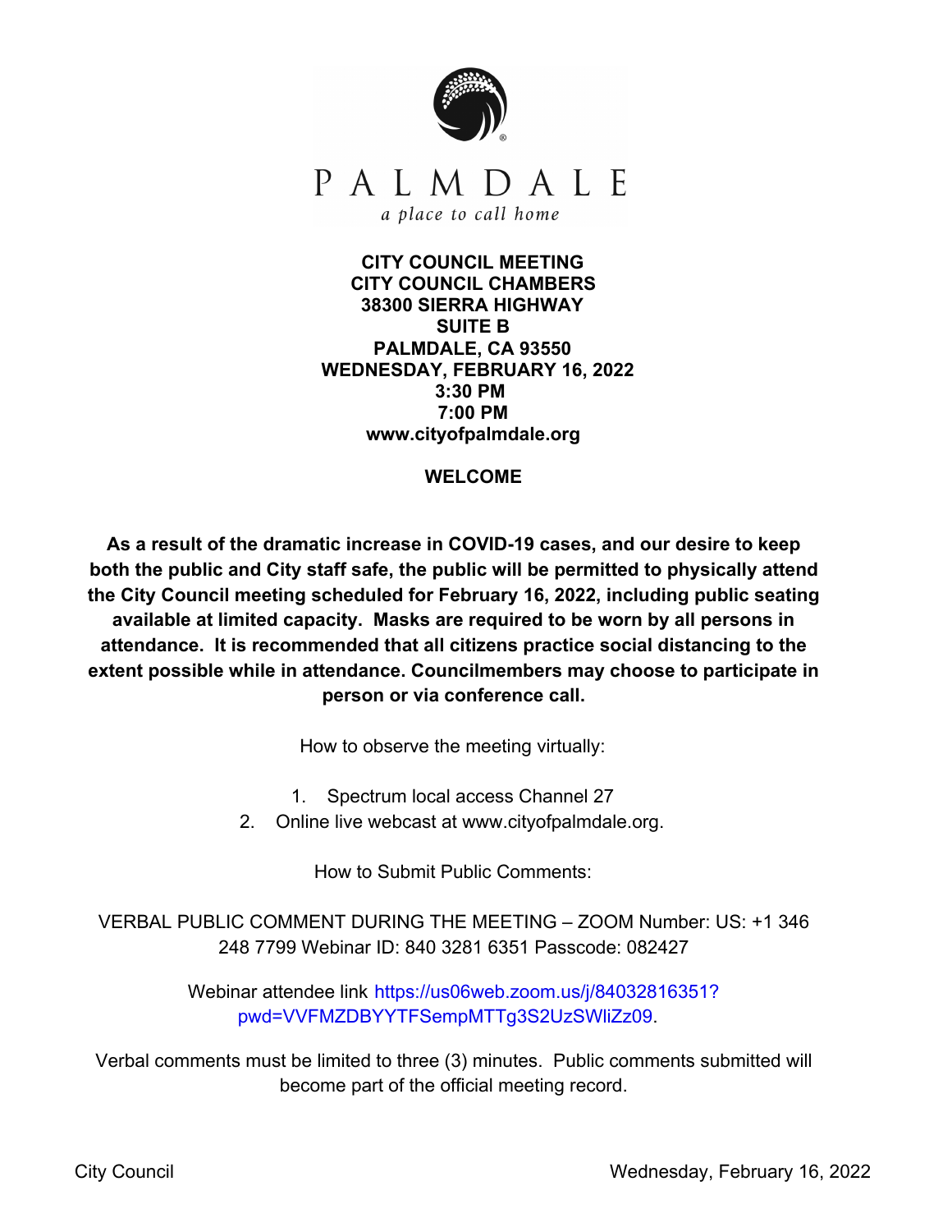PALMDALE

*a place to call home*

**CITY COUNCIL MEETING**
**CITY COUNCIL CHAMBERS**
**38300 SIERRA HIGHWAY**
**SUITE B**
**PALMDALE, CA 93550**
**WEDNESDAY, FEBRUARY 16, 2022**
**3:30 PM**
**7:00 PM**
**www.cityofpalmdale.org**

**WELCOME**

**As a result of the dramatic increase in COVID-19 cases, and our desire to keep both the public and City staff safe, the public will be permitted to physically attend the City Council meeting scheduled for February 16, 2022, including public seating available at limited capacity. Masks are required to be worn by all persons in attendance. It is recommended that all citizens practice social distancing to the extent possible while in attendance. Councilmembers may choose to participate in person or via conference call.**

How to observe the meeting virtually:

1. Spectrum local access Channel 27
2. Online live webcast at www.cityofpalmdale.org.

How to Submit Public Comments:

VERBAL PUBLIC COMMENT DURING THE MEETING – ZOOM Number: US: +1 346 248 7799 Webinar ID: 840 3281 6351 Passcode: 082427

Webinar attendee link https://us06web.zoom.us/j/84032816351?pwd=VVFMZDBYYTFSempMTTg3S2UzSWliZz09.

Verbal comments must be limited to three (3) minutes. Public comments submitted will become part of the official meeting record.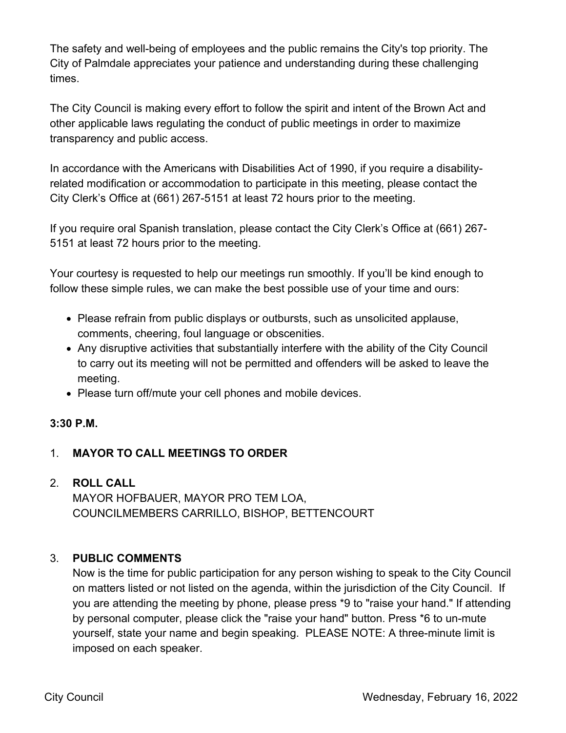The safety and well-being of employees and the public remains the City's top priority. The City of Palmdale appreciates your patience and understanding during these challenging times.

The City Council is making every effort to follow the spirit and intent of the Brown Act and other applicable laws regulating the conduct of public meetings in order to maximize transparency and public access.

In accordance with the Americans with Disabilities Act of 1990, if you require a disability-related modification or accommodation to participate in this meeting, please contact the City Clerk's Office at (661) 267-5151 at least 72 hours prior to the meeting.

If you require oral Spanish translation, please contact the City Clerk's Office at (661) 267-5151 at least 72 hours prior to the meeting.

Your courtesy is requested to help our meetings run smoothly. If you'll be kind enough to follow these simple rules, we can make the best possible use of your time and ours:

- Please refrain from public displays or outbursts, such as unsolicited applause, comments, cheering, foul language or obscenities.
- Any disruptive activities that substantially interfere with the ability of the City Council to carry out its meeting will not be permitted and offenders will be asked to leave the meeting.
- Please turn off/mute your cell phones and mobile devices.

**3:30 P.M.**

1. **MAYOR TO CALL MEETINGS TO ORDER**

2. **ROLL CALL**
   MAYOR HOFBAUER, MAYOR PRO TEM LOA, COUNCILMEMBERS CARRILLO, BISHOP, BETTENCOURT

3. **PUBLIC COMMENTS**
   Now is the time for public participation for any person wishing to speak to the City Council on matters listed or not listed on the agenda, within the jurisdiction of the City Council. If you are attending the meeting by phone, please press *9 to "raise your hand." If attending by personal computer, please click the "raise your hand" button. Press *6 to un-mute yourself, state your name and begin speaking. PLEASE NOTE: A three-minute limit is imposed on each speaker.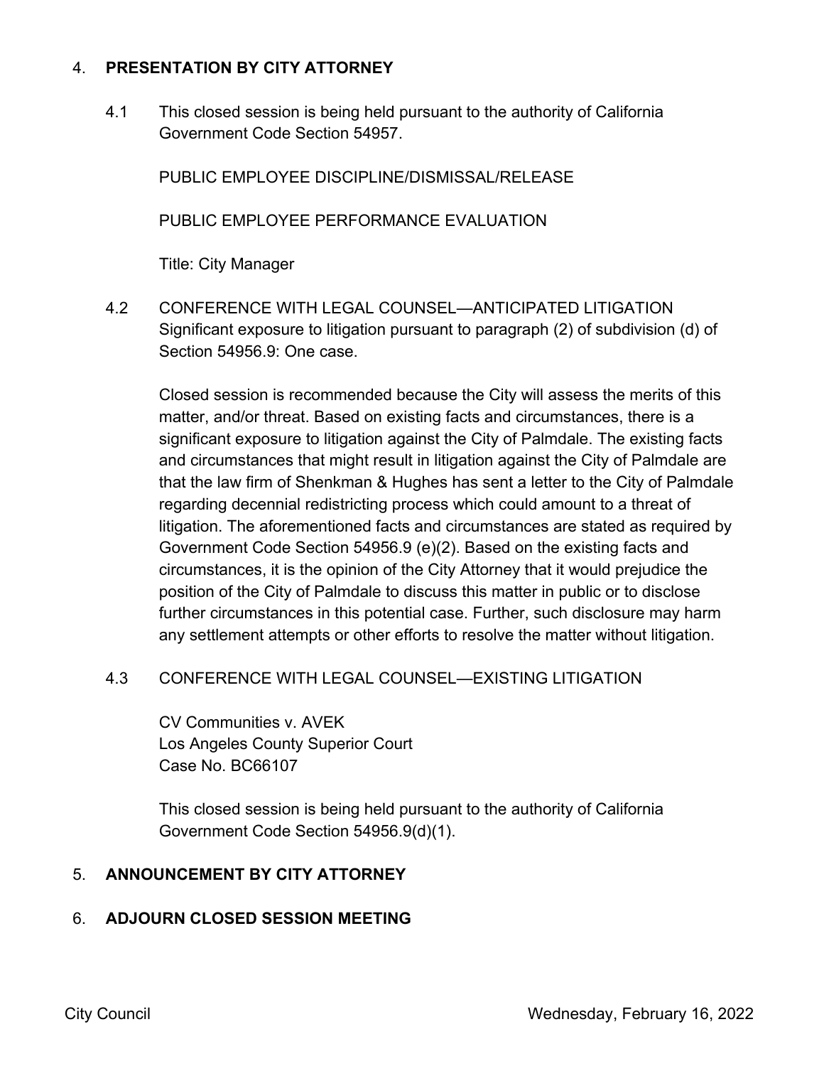4. **PRESENTATION BY CITY ATTORNEY**

4.1 This closed session is being held pursuant to the authority of California Government Code Section 54957.

PUBLIC EMPLOYEE DISCIPLINE/DISMISSAL/RELEASE

PUBLIC EMPLOYEE PERFORMANCE EVALUATION

Title: City Manager

4.2 CONFERENCE WITH LEGAL COUNSEL—ANTICIPATED LITIGATION
Significant exposure to litigation pursuant to paragraph (2) of subdivision (d) of Section 54956.9: One case.

Closed session is recommended because the City will assess the merits of this matter, and/or threat. Based on existing facts and circumstances, there is a significant exposure to litigation against the City of Palmdale. The existing facts and circumstances that might result in litigation against the City of Palmdale are that the law firm of Shenkman & Hughes has sent a letter to the City of Palmdale regarding decennial redistricting process which could amount to a threat of litigation. The aforementioned facts and circumstances are stated as required by Government Code Section 54956.9 (e)(2). Based on the existing facts and circumstances, it is the opinion of the City Attorney that it would prejudice the position of the City of Palmdale to discuss this matter in public or to disclose further circumstances in this potential case. Further, such disclosure may harm any settlement attempts or other efforts to resolve the matter without litigation.

4.3 CONFERENCE WITH LEGAL COUNSEL—EXISTING LITIGATION

CV Communities v. AVEK
Los Angeles County Superior Court
Case No. BC66107

This closed session is being held pursuant to the authority of California Government Code Section 54956.9(d)(1).

5. **ANNOUNCEMENT BY CITY ATTORNEY**

6. **ADJOURN CLOSED SESSION MEETING**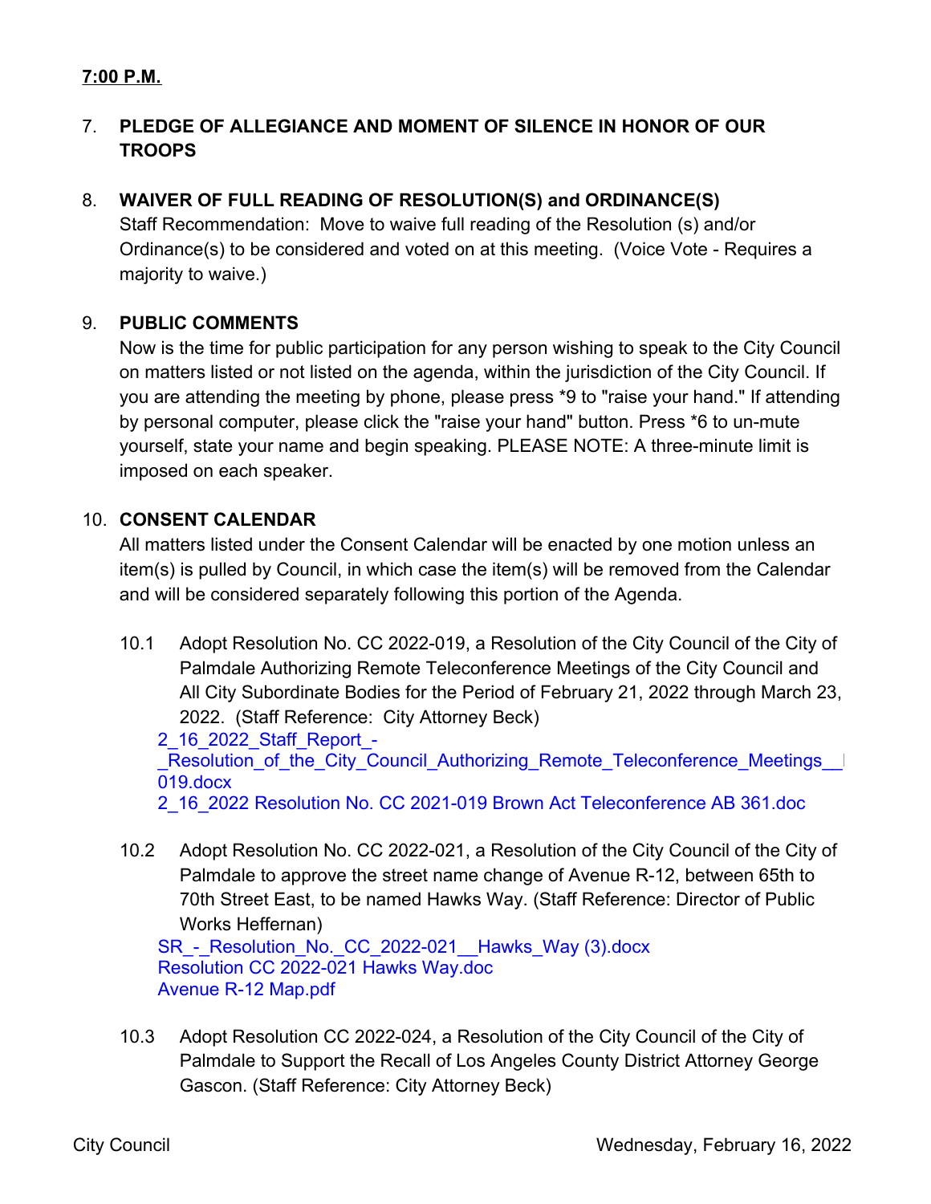**7:00 P.M.**

7. **PLEDGE OF ALLEGIANCE AND MOMENT OF SILENCE IN HONOR OF OUR TROOPS**

8. **WAIVER OF FULL READING OF RESOLUTION(S) and ORDINANCE(S)**
   Staff Recommendation: Move to waive full reading of the Resolution (s) and/or Ordinance(s) to be considered and voted on at this meeting. (Voice Vote - Requires a majority to waive.)

9. **PUBLIC COMMENTS**
   Now is the time for public participation for any person wishing to speak to the City Council on matters listed or not listed on the agenda, within the jurisdiction of the City Council. If you are attending the meeting by phone, please press *9 to "raise your hand." If attending by personal computer, please click the "raise your hand" button. Press *6 to un-mute yourself, state your name and begin speaking. PLEASE NOTE: A three-minute limit is imposed on each speaker.

10. **CONSENT CALENDAR**
    All matters listed under the Consent Calendar will be enacted by one motion unless an item(s) is pulled by Council, in which case the item(s) will be removed from the Calendar and will be considered separately following this portion of the Agenda.

    10.1 Adopt Resolution No. CC 2022-019, a Resolution of the City Council of the City of Palmdale Authorizing Remote Teleconference Meetings of the City Council and All City Subordinate Bodies for the Period of February 21, 2022 through March 23, 2022. (Staff Reference: City Attorney Beck)
    2_16_2022_Staff_Report_-_Resolution_of_the_City_Council_Authorizing_Remote_Teleconference_Meetings__019.docx
    2_16_2022 Resolution No. CC 2021-019 Brown Act Teleconference AB 361.doc

    10.2 Adopt Resolution No. CC 2022-021, a Resolution of the City Council of the City of Palmdale to approve the street name change of Avenue R-12, between 65th to 70th Street East, to be named Hawks Way. (Staff Reference: Director of Public Works Heffernan)
    SR_-_Resolution_No._CC_2022-021__Hawks_Way (3).docx
    Resolution CC 2022-021 Hawks Way.doc
    Avenue R-12 Map.pdf

    10.3 Adopt Resolution CC 2022-024, a Resolution of the City Council of the City of Palmdale to Support the Recall of Los Angeles County District Attorney George Gascon. (Staff Reference: City Attorney Beck)

City Council Wednesday, February 16, 2022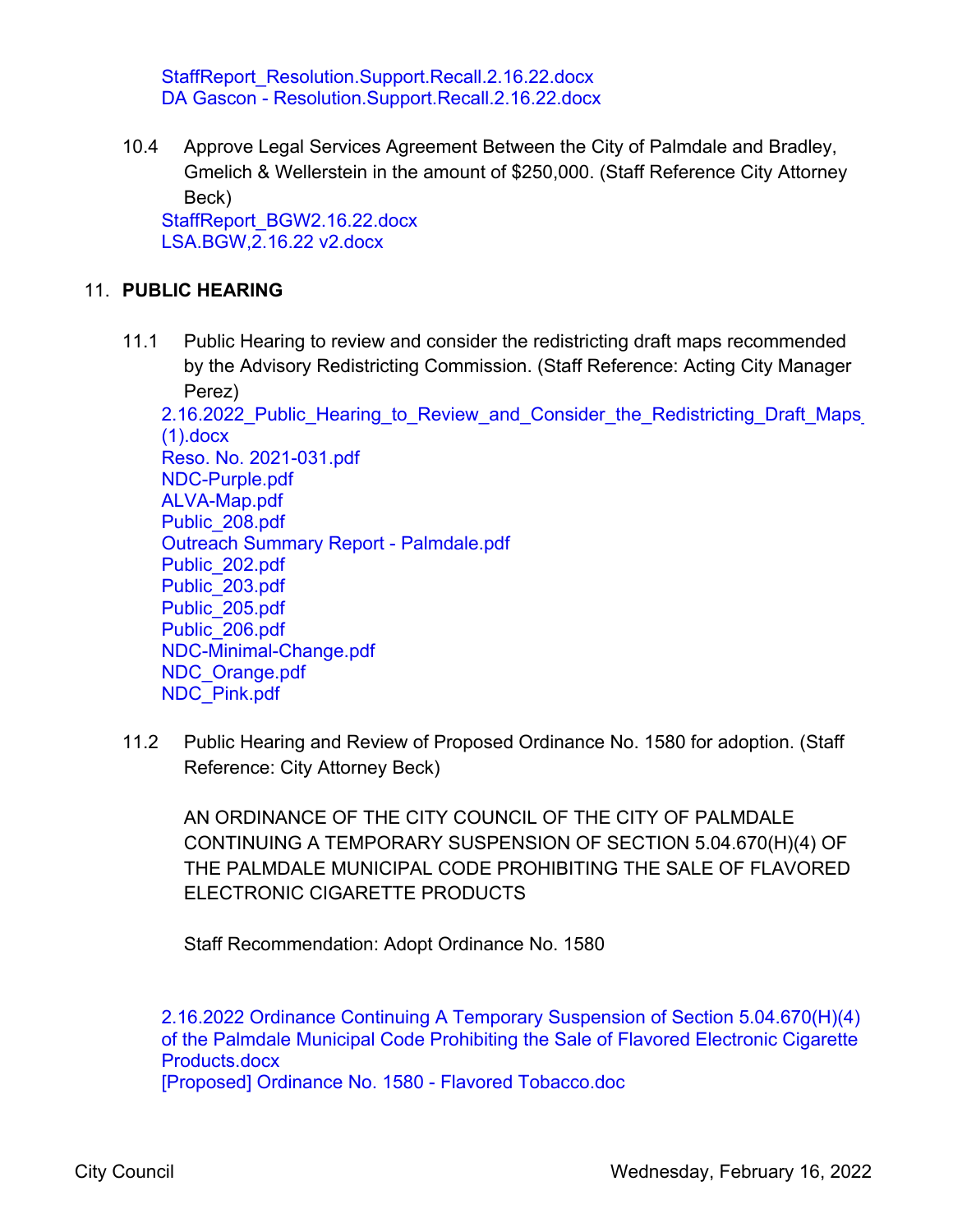StaffReport_Resolution.Support.Recall.2.16.22.docx
DA Gascon - Resolution.Support.Recall.2.16.22.docx

10.4 Approve Legal Services Agreement Between the City of Palmdale and Bradley, Gmelich & Wellerstein in the amount of $250,000. (Staff Reference City Attorney Beck)

StaffReport_BGW2.16.22.docx
LSA.BGW,2.16.22 v2.docx

## 11. **PUBLIC HEARING**

11.1 Public Hearing to review and consider the redistricting draft maps recommended by the Advisory Redistricting Commission. (Staff Reference: Acting City Manager Perez)

2.16.2022_Public_Hearing_to_Review_and_Consider_the_Redistricting_Draft_Maps (1).docx
Reso. No. 2021-031.pdf
NDC-Purple.pdf
ALVA-Map.pdf
Public_208.pdf
Outreach Summary Report - Palmdale.pdf
Public_202.pdf
Public_203.pdf
Public_205.pdf
Public_206.pdf
NDC-Minimal-Change.pdf
NDC_Orange.pdf
NDC_Pink.pdf

11.2 Public Hearing and Review of Proposed Ordinance No. 1580 for adoption. (Staff Reference: City Attorney Beck)

AN ORDINANCE OF THE CITY COUNCIL OF THE CITY OF PALMDALE CONTINUING A TEMPORARY SUSPENSION OF SECTION 5.04.670(H)(4) OF THE PALMDALE MUNICIPAL CODE PROHIBITING THE SALE OF FLAVORED ELECTRONIC CIGARETTE PRODUCTS

Staff Recommendation: Adopt Ordinance No. 1580

2.16.2022 Ordinance Continuing A Temporary Suspension of Section 5.04.670(H)(4) of the Palmdale Municipal Code Prohibiting the Sale of Flavored Electronic Cigarette Products.docx
[Proposed] Ordinance No. 1580 - Flavored Tobacco.doc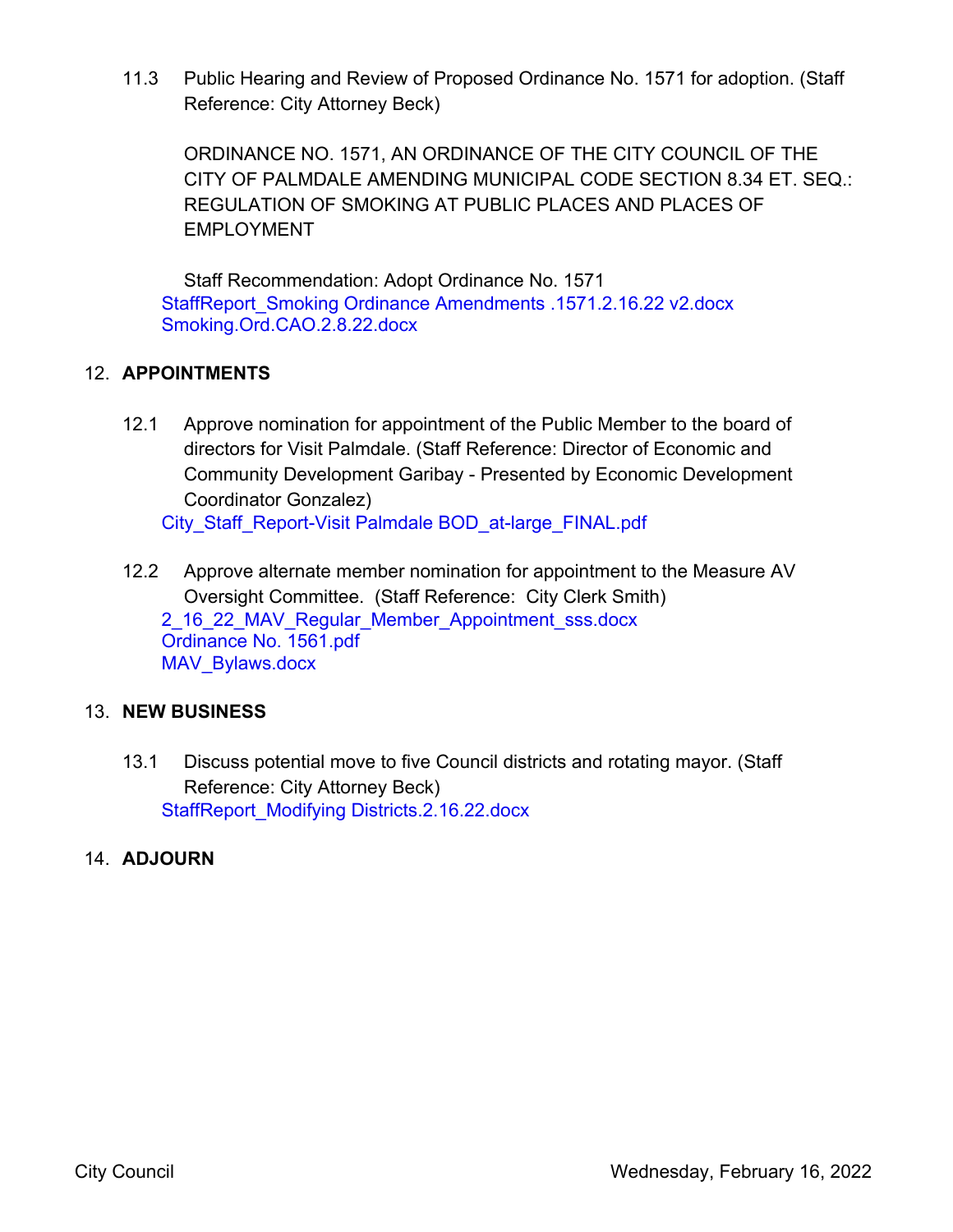11.3 Public Hearing and Review of Proposed Ordinance No. 1571 for adoption. (Staff Reference: City Attorney Beck)

ORDINANCE NO. 1571, AN ORDINANCE OF THE CITY COUNCIL OF THE CITY OF PALMDALE AMENDING MUNICIPAL CODE SECTION 8.34 ET. SEQ.: REGULATION OF SMOKING AT PUBLIC PLACES AND PLACES OF EMPLOYMENT

Staff Recommendation: Adopt Ordinance No. 1571

StaffReport_Smoking Ordinance Amendments .1571.2.16.22 v2.docx
Smoking.Ord.CAO.2.8.22.docx

## 12. APPOINTMENTS

12.1 Approve nomination for appointment of the Public Member to the board of directors for Visit Palmdale. (Staff Reference: Director of Economic and Community Development Garibay - Presented by Economic Development Coordinator Gonzalez)

City_Staff_Report-Visit Palmdale BOD_at-large_FINAL.pdf

12.2 Approve alternate member nomination for appointment to the Measure AV Oversight Committee. (Staff Reference: City Clerk Smith)

2_16_22_MAV_Regular_Member_Appointment_sss.docx
Ordinance No. 1561.pdf
MAV_Bylaws.docx

## 13. NEW BUSINESS

13.1 Discuss potential move to five Council districts and rotating mayor. (Staff Reference: City Attorney Beck)

StaffReport_Modifying Districts.2.16.22.docx

## 14. ADJOURN